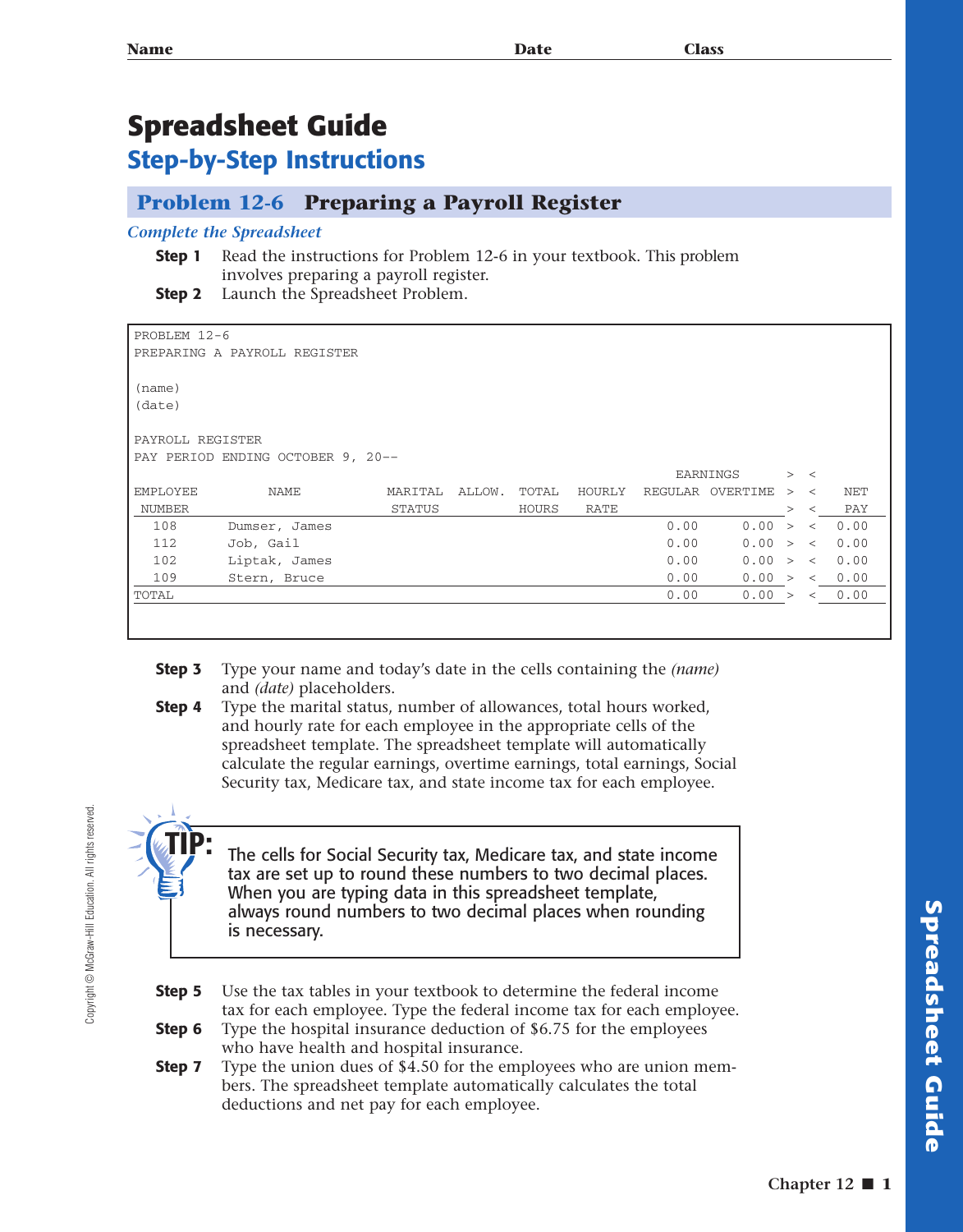# Spreadsheet Guide

## Step-by-Step Instructions

### Problem 12-6 Preparing a Payroll Register

*Complete the Spreadsheet*

**Step 1** Read the instructions for Problem 12-6 in your textbook. This problem involves preparing a payroll register.

**Step 2** Launch the Spreadsheet Problem.

```
PROBLEM 12-6
PREPARING A PAYROLL REGISTER

(name)
(date)

PAYROLL REGISTER
PAY PERIOD ENDING OCTOBER 9, 20--
```

| EMPLOYEE NUMBER | NAME | MARITAL STATUS | ALLOW. | TOTAL HOURS | HOURLY RATE | EARNINGS REGULAR | OVERTIME | > | < | NET PAY |
|---|---|---|---|---|---|---|---|---|---|---|
| 108 | Dumser, James | | | | | 0.00 | 0.00 | > | < | 0.00 |
| 112 | Job, Gail | | | | | 0.00 | 0.00 | > | < | 0.00 |
| 102 | Liptak, James | | | | | 0.00 | 0.00 | > | < | 0.00 |
| 109 | Stern, Bruce | | | | | 0.00 | 0.00 | > | < | 0.00 |
| TOTAL | | | | | | 0.00 | 0.00 | > | < | 0.00 |

**Step 3** Type your name and today's date in the cells containing the *(name)* and *(date)* placeholders.

**Step 4** Type the marital status, number of allowances, total hours worked, and hourly rate for each employee in the appropriate cells of the spreadsheet template. The spreadsheet template will automatically calculate the regular earnings, overtime earnings, total earnings, Social Security tax, Medicare tax, and state income tax for each employee.

> **TIP:** The cells for Social Security tax, Medicare tax, and state income tax are set up to round these numbers to two decimal places. When you are typing data in this spreadsheet template, always round numbers to two decimal places when rounding is necessary.

**Step 5** Use the tax tables in your textbook to determine the federal income tax for each employee. Type the federal income tax for each employee.

**Step 6** Type the hospital insurance deduction of $6.75 for the employees who have health and hospital insurance.

**Step 7** Type the union dues of $4.50 for the employees who are union members. The spreadsheet template automatically calculates the total deductions and net pay for each employee.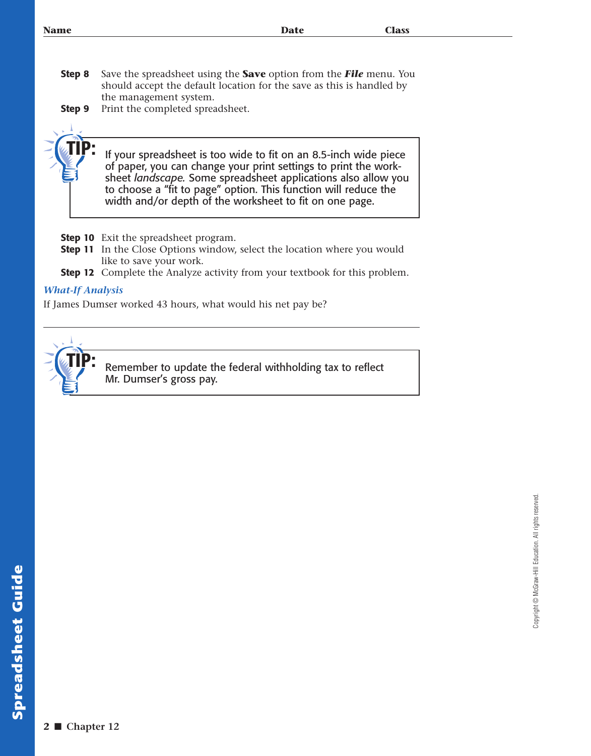**Name** **Date** **Class**

**Step 8** Save the spreadsheet using the **Save** option from the ***File*** menu. You should accept the default location for the save as this is handled by the management system.

**Step 9** Print the completed spreadsheet.

> **TIP:** If your spreadsheet is too wide to fit on an 8.5-inch wide piece of paper, you can change your print settings to print the worksheet *landscape.* Some spreadsheet applications also allow you to choose a "fit to page" option. This function will reduce the width and/or depth of the worksheet to fit on one page.

**Step 10** Exit the spreadsheet program.

**Step 11** In the Close Options window, select the location where you would like to save your work.

**Step 12** Complete the Analyze activity from your textbook for this problem.

### *What-If Analysis*

If James Dumser worked 43 hours, what would his net pay be?

---

> **TIP:** Remember to update the federal withholding tax to reflect Mr. Dumser's gross pay.